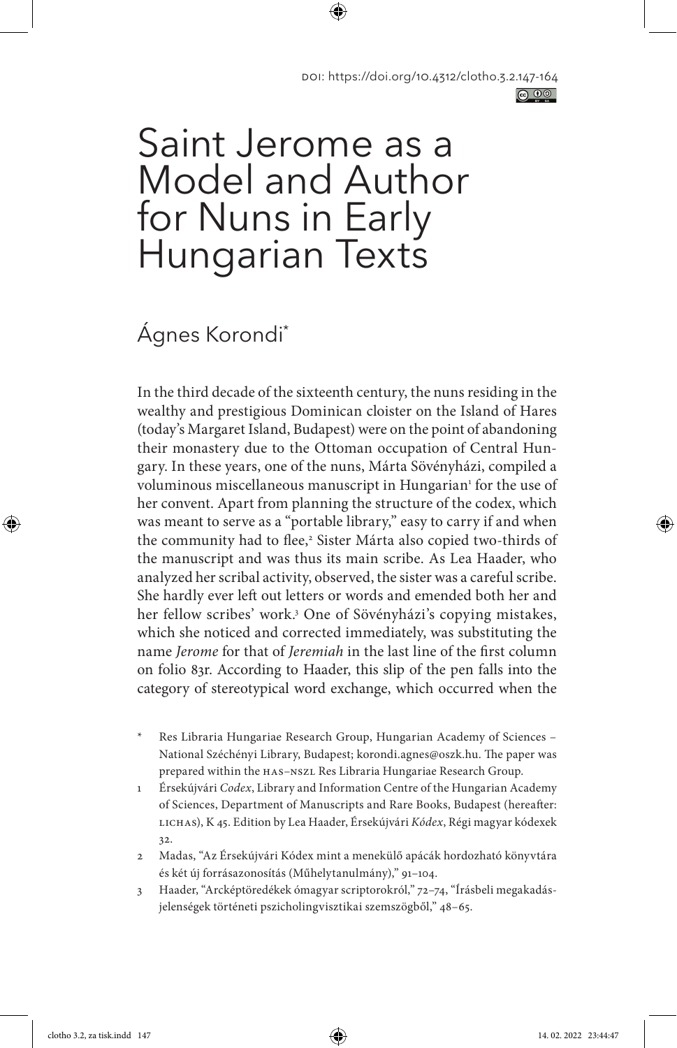DOI: https://doi.org/10.4312/clotho.3.2.147-164

# Saint Jerome as a Model and Author for Nuns in Early Hungarian Texts

Ágnes Korondi*

In the third decade of the sixteenth century, the nuns residing in the wealthy and prestigious Dominican cloister on the Island of Hares (today's Margaret Island, Budapest) were on the point of abandoning their monastery due to the Ottoman occupation of Central Hungary. In these years, one of the nuns, Márta Sövényházi, compiled a voluminous miscellaneous manuscript in Hungarian[1] for the use of her convent. Apart from planning the structure of the codex, which was meant to serve as a "portable library," easy to carry if and when the community had to flee,[2] Sister Márta also copied two-thirds of the manuscript and was thus its main scribe. As Lea Haader, who analyzed her scribal activity, observed, the sister was a careful scribe. She hardly ever left out letters or words and emended both her and her fellow scribes' work.[3] One of Sövényházi's copying mistakes, which she noticed and corrected immediately, was substituting the name *Jerome* for that of *Jeremiah* in the last line of the first column on folio 83r. According to Haader, this slip of the pen falls into the category of stereotypical word exchange, which occurred when the

\* Res Libraria Hungariae Research Group, Hungarian Academy of Sciences – National Széchényi Library, Budapest; korondi.agnes@oszk.hu. The paper was prepared within the HAS–NSZL Res Libraria Hungariae Research Group.

1 Érsekújvári *Codex*, Library and Information Centre of the Hungarian Academy of Sciences, Department of Manuscripts and Rare Books, Budapest (hereafter: LICHAS), K 45. Edition by Lea Haader, Érsekújvári *Kódex*, Régi magyar kódexek 32.

2 Madas, "Az Érsekújvári Kódex mint a menekülő apácák hordozható könyvtára és két új forrásazonosítás (Műhelytanulmány)," 91–104.

3 Haader, "Arcképtöredékek ómagyar scriptorokról," 72–74, "Írásbeli megakadásjelenségek történeti pszicholingvisztikai szemszögből," 48–65.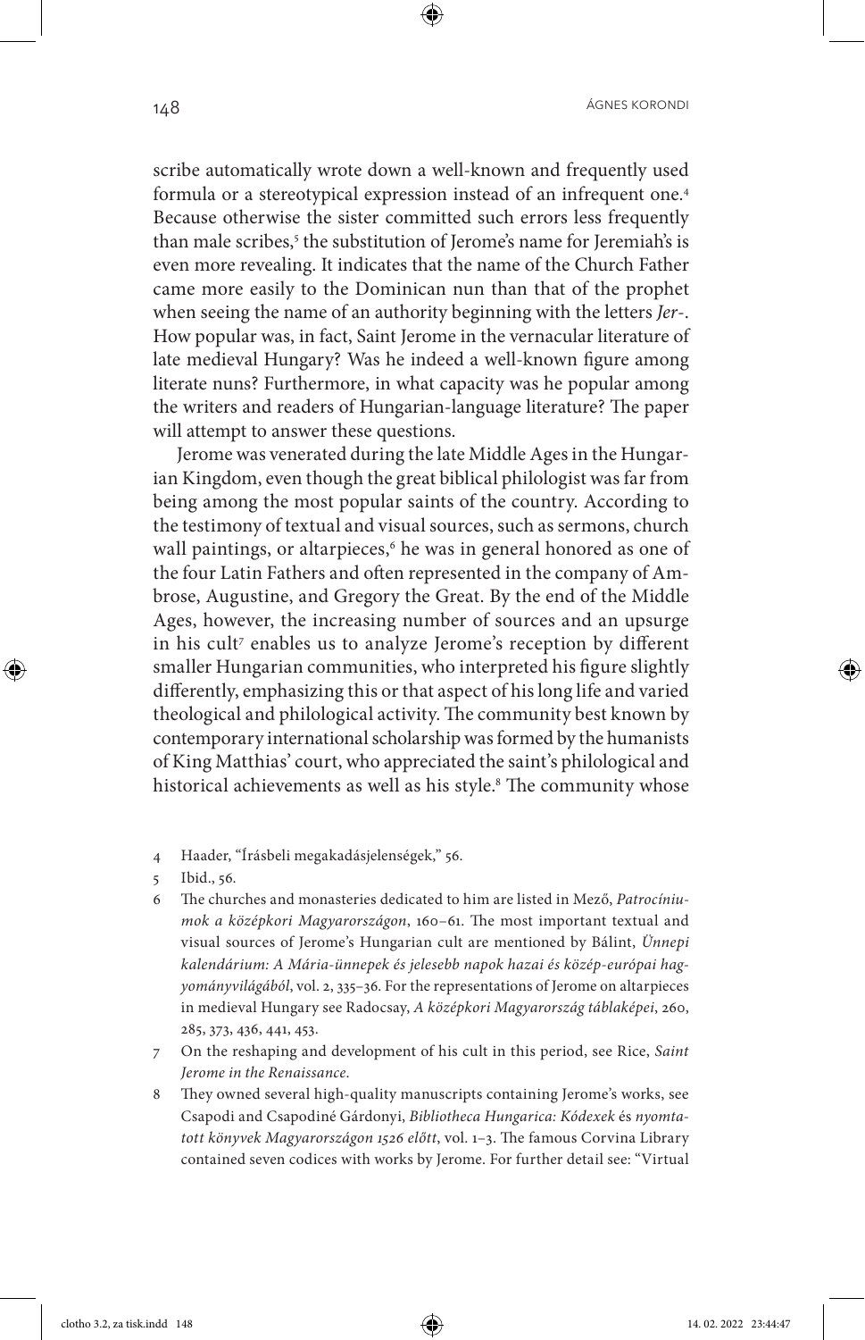scribe automatically wrote down a well-known and frequently used formula or a stereotypical expression instead of an infrequent one.[4] Because otherwise the sister committed such errors less frequently than male scribes,[5] the substitution of Jerome's name for Jeremiah's is even more revealing. It indicates that the name of the Church Father came more easily to the Dominican nun than that of the prophet when seeing the name of an authority beginning with the letters *Jer-*. How popular was, in fact, Saint Jerome in the vernacular literature of late medieval Hungary? Was he indeed a well-known figure among literate nuns? Furthermore, in what capacity was he popular among the writers and readers of Hungarian-language literature? The paper will attempt to answer these questions.

Jerome was venerated during the late Middle Ages in the Hungarian Kingdom, even though the great biblical philologist was far from being among the most popular saints of the country. According to the testimony of textual and visual sources, such as sermons, church wall paintings, or altarpieces,[6] he was in general honored as one of the four Latin Fathers and often represented in the company of Ambrose, Augustine, and Gregory the Great. By the end of the Middle Ages, however, the increasing number of sources and an upsurge in his cult[7] enables us to analyze Jerome's reception by different smaller Hungarian communities, who interpreted his figure slightly differently, emphasizing this or that aspect of his long life and varied theological and philological activity. The community best known by contemporary international scholarship was formed by the humanists of King Matthias' court, who appreciated the saint's philological and historical achievements as well as his style.[8] The community whose

4 Haader, "Írásbeli megakadásjelenségek," 56.

5 Ibid., 56.

6 The churches and monasteries dedicated to him are listed in Mező, *Patrocíniumok a középkori Magyarországon*, 160–61. The most important textual and visual sources of Jerome's Hungarian cult are mentioned by Bálint, *Ünnepi kalendárium: A Mária-ünnepek és jelesebb napok hazai és közép-európai hagyományvilágából*, vol. 2, 335–36. For the representations of Jerome on altarpieces in medieval Hungary see Radocsay, *A középkori Magyarország táblaképei*, 260, 285, 373, 436, 441, 453.

7 On the reshaping and development of his cult in this period, see Rice, *Saint Jerome in the Renaissance.*

8 They owned several high-quality manuscripts containing Jerome's works, see Csapodi and Csapodiné Gárdonyi, *Bibliotheca Hungarica: Kódexek* és *nyomtatott könyvek Magyarországon 1526 előtt*, vol. 1–3. The famous Corvina Library contained seven codices with works by Jerome. For further detail see: "Virtual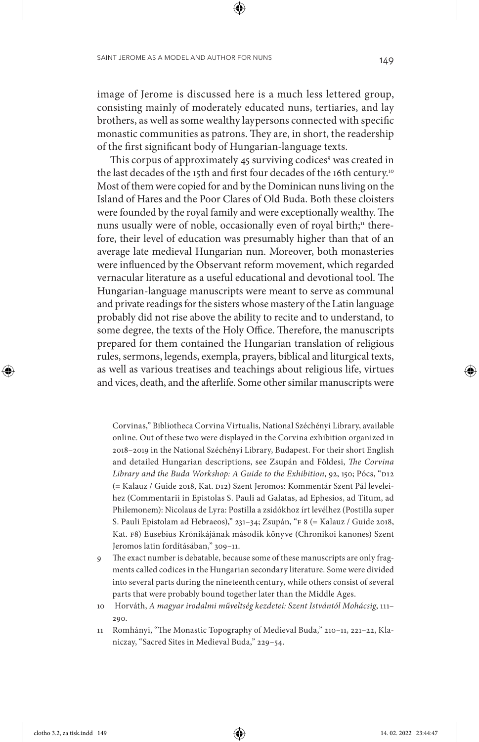image of Jerome is discussed here is a much less lettered group, consisting mainly of moderately educated nuns, tertiaries, and lay brothers, as well as some wealthy laypersons connected with specific monastic communities as patrons. They are, in short, the readership of the first significant body of Hungarian-language texts.

This corpus of approximately 45 surviving codices[9] was created in the last decades of the 15th and first four decades of the 16th century.[10] Most of them were copied for and by the Dominican nuns living on the Island of Hares and the Poor Clares of Old Buda. Both these cloisters were founded by the royal family and were exceptionally wealthy. The nuns usually were of noble, occasionally even of royal birth;[11] therefore, their level of education was presumably higher than that of an average late medieval Hungarian nun. Moreover, both monasteries were influenced by the Observant reform movement, which regarded vernacular literature as a useful educational and devotional tool. The Hungarian-language manuscripts were meant to serve as communal and private readings for the sisters whose mastery of the Latin language probably did not rise above the ability to recite and to understand, to some degree, the texts of the Holy Office. Therefore, the manuscripts prepared for them contained the Hungarian translation of religious rules, sermons, legends, exempla, prayers, biblical and liturgical texts, as well as various treatises and teachings about religious life, virtues and vices, death, and the afterlife. Some other similar manuscripts were

Corvinas," Bibliotheca Corvina Virtualis, National Széchényi Library, available online. Out of these two were displayed in the Corvina exhibition organized in 2018–2019 in the National Széchényi Library, Budapest. For their short English and detailed Hungarian descriptions, see Zsupán and Földesi, *The Corvina Library and the Buda Workshop: A Guide to the Exhibition*, 92, 150; Pócs, "D12 (= Kalauz / Guide 2018, Kat. D12) Szent Jeromos: Kommentár Szent Pál leveleihez (Commentarii in Epistolas S. Pauli ad Galatas, ad Ephesios, ad Titum, ad Philemonem): Nicolaus de Lyra: Postilla a zsidókhoz írt levélhez (Postilla super S. Pauli Epistolam ad Hebraeos)," 231–34; Zsupán, "F 8 (= Kalauz / Guide 2018, Kat. F8) Eusebius Krónikájának második könyve (Chronikoi kanones) Szent Jeromos latin fordításában," 309–11.

9 The exact number is debatable, because some of these manuscripts are only fragments called codices in the Hungarian secondary literature. Some were divided into several parts during the nineteenth century, while others consist of several parts that were probably bound together later than the Middle Ages.

10 Horváth, *A magyar irodalmi műveltség kezdetei: Szent Istvántól Mohácsig*, 111–290.

11 Romhányi, "The Monastic Topography of Medieval Buda," 210–11, 221–22, Klaniczay, "Sacred Sites in Medieval Buda," 229–54.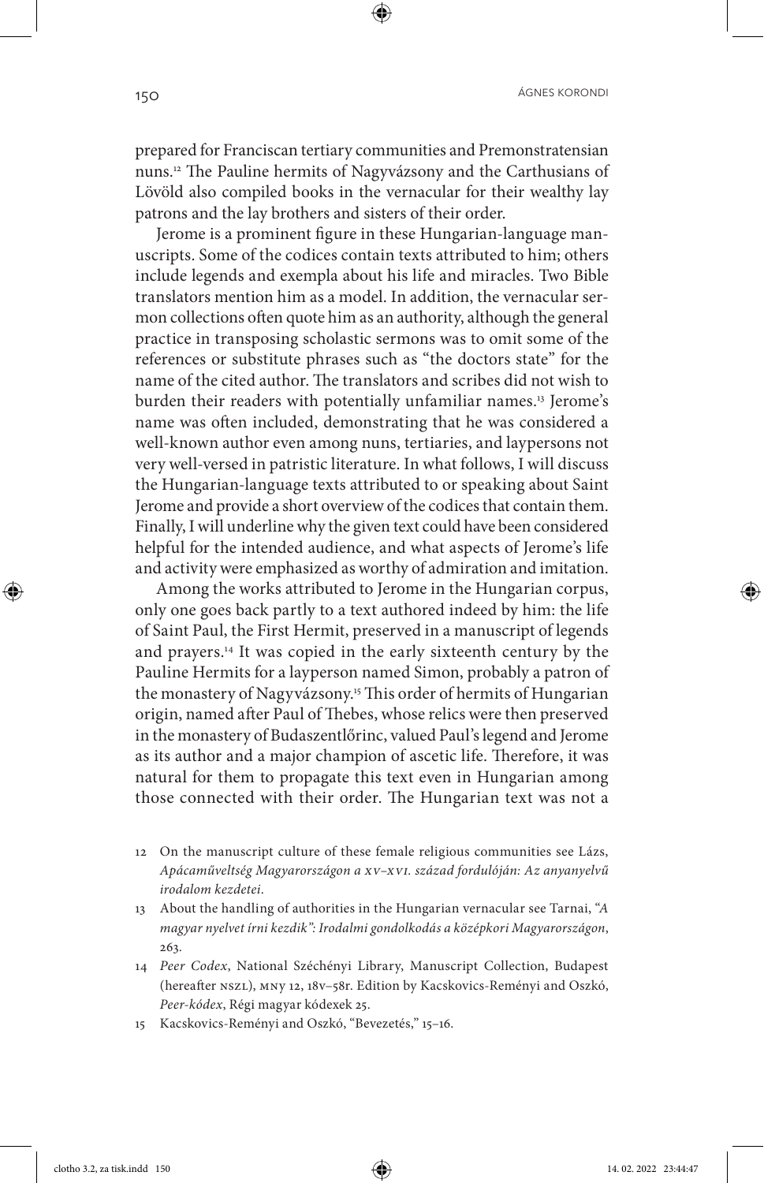prepared for Franciscan tertiary communities and Premonstratensian nuns.[12] The Pauline hermits of Nagyvázsony and the Carthusians of Lövöld also compiled books in the vernacular for their wealthy lay patrons and the lay brothers and sisters of their order.

Jerome is a prominent figure in these Hungarian-language manuscripts. Some of the codices contain texts attributed to him; others include legends and exempla about his life and miracles. Two Bible translators mention him as a model. In addition, the vernacular sermon collections often quote him as an authority, although the general practice in transposing scholastic sermons was to omit some of the references or substitute phrases such as "the doctors state" for the name of the cited author. The translators and scribes did not wish to burden their readers with potentially unfamiliar names.[13] Jerome's name was often included, demonstrating that he was considered a well-known author even among nuns, tertiaries, and laypersons not very well-versed in patristic literature. In what follows, I will discuss the Hungarian-language texts attributed to or speaking about Saint Jerome and provide a short overview of the codices that contain them. Finally, I will underline why the given text could have been considered helpful for the intended audience, and what aspects of Jerome's life and activity were emphasized as worthy of admiration and imitation.

Among the works attributed to Jerome in the Hungarian corpus, only one goes back partly to a text authored indeed by him: the life of Saint Paul, the First Hermit, preserved in a manuscript of legends and prayers.[14] It was copied in the early sixteenth century by the Pauline Hermits for a layperson named Simon, probably a patron of the monastery of Nagyvázsony.[15] This order of hermits of Hungarian origin, named after Paul of Thebes, whose relics were then preserved in the monastery of Budaszentlőrinc, valued Paul's legend and Jerome as its author and a major champion of ascetic life. Therefore, it was natural for them to propagate this text even in Hungarian among those connected with their order. The Hungarian text was not a

12 On the manuscript culture of these female religious communities see Lázs, *Apácaműveltség Magyarországon a XV–XVI. század fordulóján: Az anyanyelvű irodalom kezdetei*.

13 About the handling of authorities in the Hungarian vernacular see Tarnai, *"A magyar nyelvet írni kezdik": Irodalmi gondolkodás a középkori Magyarországon*, 263.

14 *Peer Codex*, National Széchényi Library, Manuscript Collection, Budapest (hereafter NSZL), MNY 12, 18v–58r. Edition by Kacskovics-Reményi and Oszkó, *Peer-kódex*, Régi magyar kódexek 25.

15 Kacskovics-Reményi and Oszkó, "Bevezetés," 15–16.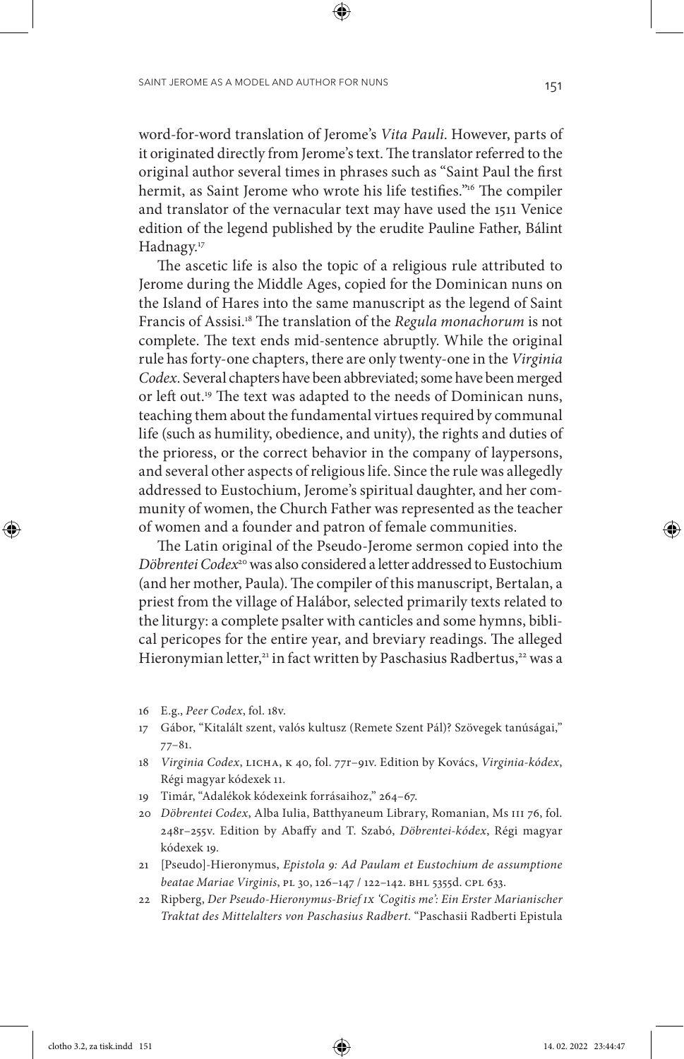word-for-word translation of Jerome's *Vita Pauli*. However, parts of it originated directly from Jerome's text. The translator referred to the original author several times in phrases such as "Saint Paul the first hermit, as Saint Jerome who wrote his life testifies."[16] The compiler and translator of the vernacular text may have used the 1511 Venice edition of the legend published by the erudite Pauline Father, Bálint Hadnagy.[17]

The ascetic life is also the topic of a religious rule attributed to Jerome during the Middle Ages, copied for the Dominican nuns on the Island of Hares into the same manuscript as the legend of Saint Francis of Assisi.[18] The translation of the *Regula monachorum* is not complete. The text ends mid-sentence abruptly. While the original rule has forty-one chapters, there are only twenty-one in the *Virginia Codex*. Several chapters have been abbreviated; some have been merged or left out.[19] The text was adapted to the needs of Dominican nuns, teaching them about the fundamental virtues required by communal life (such as humility, obedience, and unity), the rights and duties of the prioress, or the correct behavior in the company of laypersons, and several other aspects of religious life. Since the rule was allegedly addressed to Eustochium, Jerome's spiritual daughter, and her community of women, the Church Father was represented as the teacher of women and a founder and patron of female communities.

The Latin original of the Pseudo-Jerome sermon copied into the *Döbrentei Codex*[20] was also considered a letter addressed to Eustochium (and her mother, Paula). The compiler of this manuscript, Bertalan, a priest from the village of Halábor, selected primarily texts related to the liturgy: a complete psalter with canticles and some hymns, biblical pericopes for the entire year, and breviary readings. The alleged Hieronymian letter,[21] in fact written by Paschasius Radbertus,[22] was a

16 E.g., *Peer Codex*, fol. 18v.

17 Gábor, "Kitalált szent, valós kultusz (Remete Szent Pál)? Szövegek tanúságai," 77–81.

18 *Virginia Codex*, LICHA, K 40, fol. 77r–91v. Edition by Kovács, *Virginia-kódex*, Régi magyar kódexek 11.

19 Timár, "Adalékok kódexeink forrásaihoz," 264–67.

20 *Döbrentei Codex*, Alba Iulia, Batthyaneum Library, Romanian, Ms III 76, fol. 248r–255v. Edition by Abaffy and T. Szabó, *Döbrentei-kódex*, Régi magyar kódexek 19.

21 [Pseudo]-Hieronymus, *Epistola 9: Ad Paulam et Eustochium de assumptione beatae Mariae Virginis*, PL 30, 126–147 / 122–142. BHL 5355d. CPL 633.

22 Ripberg, *Der Pseudo-Hieronymus-Brief IX 'Cogitis me': Ein Erster Marianischer Traktat des Mittelalters von Paschasius Radbert*. "Paschasii Radberti Epistula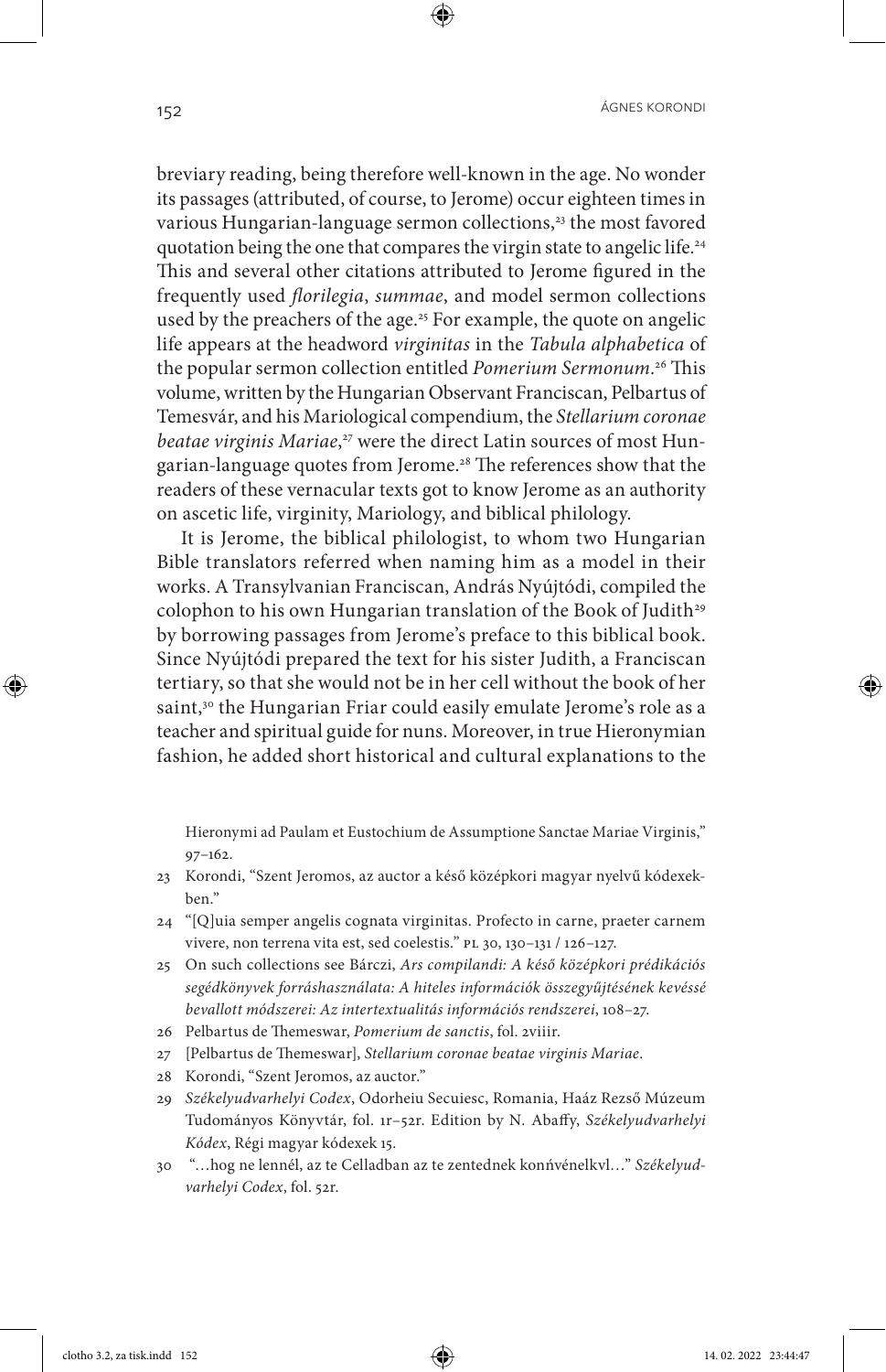breviary reading, being therefore well-known in the age. No wonder its passages (attributed, of course, to Jerome) occur eighteen times in various Hungarian-language sermon collections,[23] the most favored quotation being the one that compares the virgin state to angelic life.[24] This and several other citations attributed to Jerome figured in the frequently used *florilegia*, *summae*, and model sermon collections used by the preachers of the age.[25] For example, the quote on angelic life appears at the headword *virginitas* in the *Tabula alphabetica* of the popular sermon collection entitled *Pomerium Sermonum*.[26] This volume, written by the Hungarian Observant Franciscan, Pelbartus of Temesvár, and his Mariological compendium, the *Stellarium coronae beatae virginis Mariae*,[27] were the direct Latin sources of most Hungarian-language quotes from Jerome.[28] The references show that the readers of these vernacular texts got to know Jerome as an authority on ascetic life, virginity, Mariology, and biblical philology.

It is Jerome, the biblical philologist, to whom two Hungarian Bible translators referred when naming him as a model in their works. A Transylvanian Franciscan, András Nyújtódi, compiled the colophon to his own Hungarian translation of the Book of Judith[29] by borrowing passages from Jerome's preface to this biblical book. Since Nyújtódi prepared the text for his sister Judith, a Franciscan tertiary, so that she would not be in her cell without the book of her saint,[30] the Hungarian Friar could easily emulate Jerome's role as a teacher and spiritual guide for nuns. Moreover, in true Hieronymian fashion, he added short historical and cultural explanations to the

Hieronymi ad Paulam et Eustochium de Assumptione Sanctae Mariae Virginis," 97–162.

23 Korondi, "Szent Jeromos, az auctor a késő középkori magyar nyelvű kódexekben."

24 "[Q]uia semper angelis cognata virginitas. Profecto in carne, praeter carnem vivere, non terrena vita est, sed coelestis." PL 30, 130–131 / 126–127.

25 On such collections see Bárczi, *Ars compilandi: A késő középkori prédikációs segédkönyvek forráshasználata: A hiteles információk összegyűjtésének kevéssé bevallott módszerei: Az intertextualitás információs rendszerei*, 108–27.

26 Pelbartus de Themeswar, *Pomerium de sanctis*, fol. 2viiir.

27 [Pelbartus de Themeswar], *Stellarium coronae beatae virginis Mariae*.

28 Korondi, "Szent Jeromos, az auctor."

29 *Székelyudvarhelyi Codex*, Odorheiu Secuiesc, Romania, Haáz Rezső Múzeum Tudományos Könyvtár, fol. 1r–52r. Edition by N. Abaffy, *Székelyudvarhelyi Kódex*, Régi magyar kódexek 15.

30 "…hog ne lennél, az te Celladban az te zentednek konńvénelkvl…" *Székelyudvarhelyi Codex*, fol. 52r.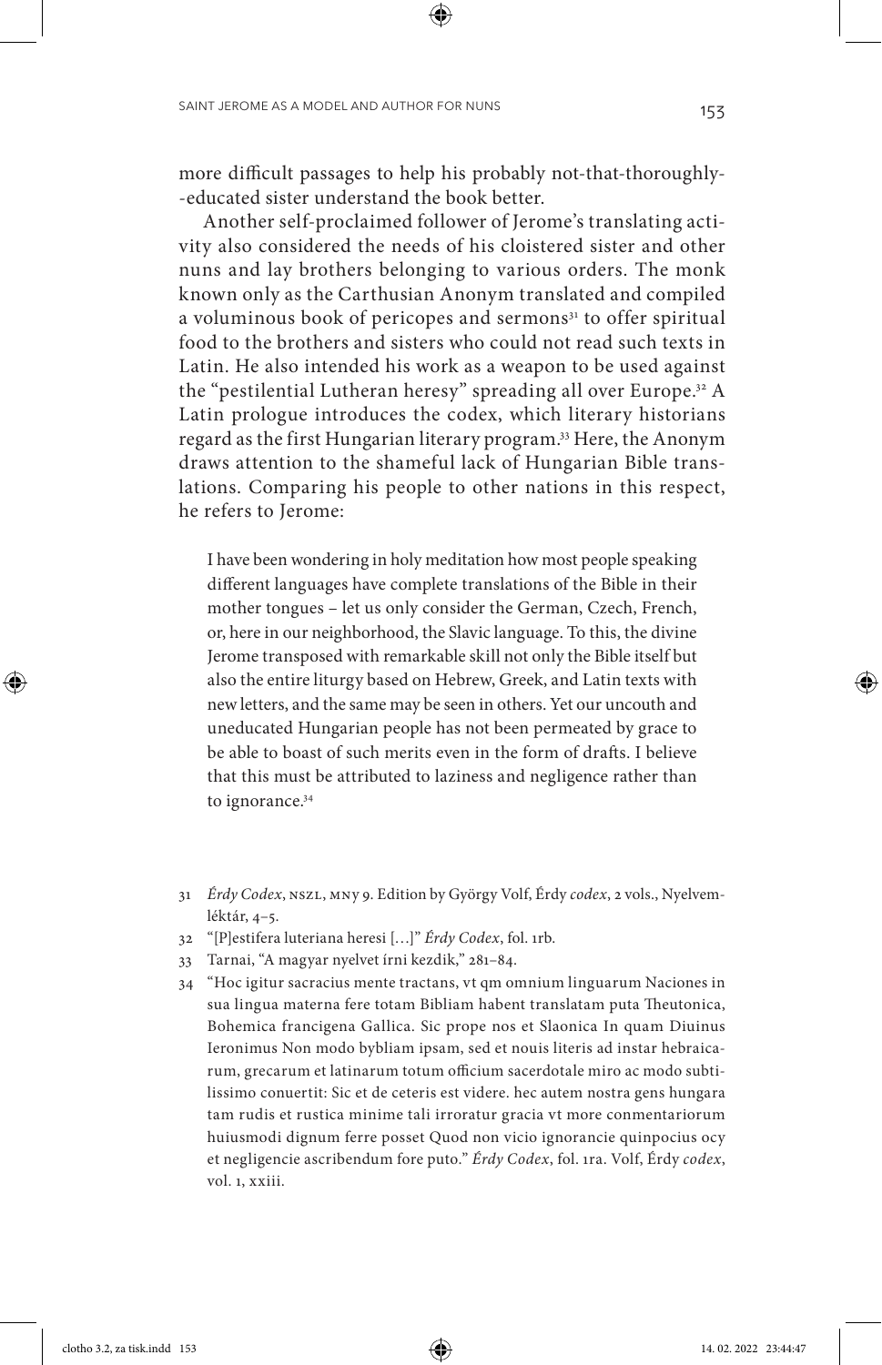more difficult passages to help his probably not-that-thoroughly--educated sister understand the book better.

Another self-proclaimed follower of Jerome's translating activity also considered the needs of his cloistered sister and other nuns and lay brothers belonging to various orders. The monk known only as the Carthusian Anonym translated and compiled a voluminous book of pericopes and sermons[31] to offer spiritual food to the brothers and sisters who could not read such texts in Latin. He also intended his work as a weapon to be used against the "pestilential Lutheran heresy" spreading all over Europe.[32] A Latin prologue introduces the codex, which literary historians regard as the first Hungarian literary program.[33] Here, the Anonym draws attention to the shameful lack of Hungarian Bible translations. Comparing his people to other nations in this respect, he refers to Jerome:

> I have been wondering in holy meditation how most people speaking different languages have complete translations of the Bible in their mother tongues – let us only consider the German, Czech, French, or, here in our neighborhood, the Slavic language. To this, the divine Jerome transposed with remarkable skill not only the Bible itself but also the entire liturgy based on Hebrew, Greek, and Latin texts with new letters, and the same may be seen in others. Yet our uncouth and uneducated Hungarian people has not been permeated by grace to be able to boast of such merits even in the form of drafts. I believe that this must be attributed to laziness and negligence rather than to ignorance.[34]

31 *Érdy Codex*, NSZL, MNY 9. Edition by György Volf, Érdy *codex*, 2 vols., Nyelvemléktár, 4–5.

32 "[P]estifera luteriana heresi […]" *Érdy Codex*, fol. 1rb.

33 Tarnai, "A magyar nyelvet írni kezdik," 281–84.

34 "Hoc igitur sacracius mente tractans, vt qm omnium linguarum Naciones in sua lingua materna fere totam Bibliam habent translatam puta Theutonica, Bohemica francigena Gallica. Sic prope nos et Slaonica In quam Diuinus Ieronimus Non modo bybliam ipsam, sed et nouis literis ad instar hebraicarum, grecarum et latinarum totum officium sacerdotale miro ac modo subtilissimo conuertit: Sic et de ceteris est videre. hec autem nostra gens hungara tam rudis et rustica minime tali irroratur gracia vt more conmentariorum huiusmodi dignum ferre posset Quod non vicio ignorancie quinpocius ocy et negligencie ascribendum fore puto." *Érdy Codex*, fol. 1ra. Volf, Érdy *codex*, vol. 1, xxiii.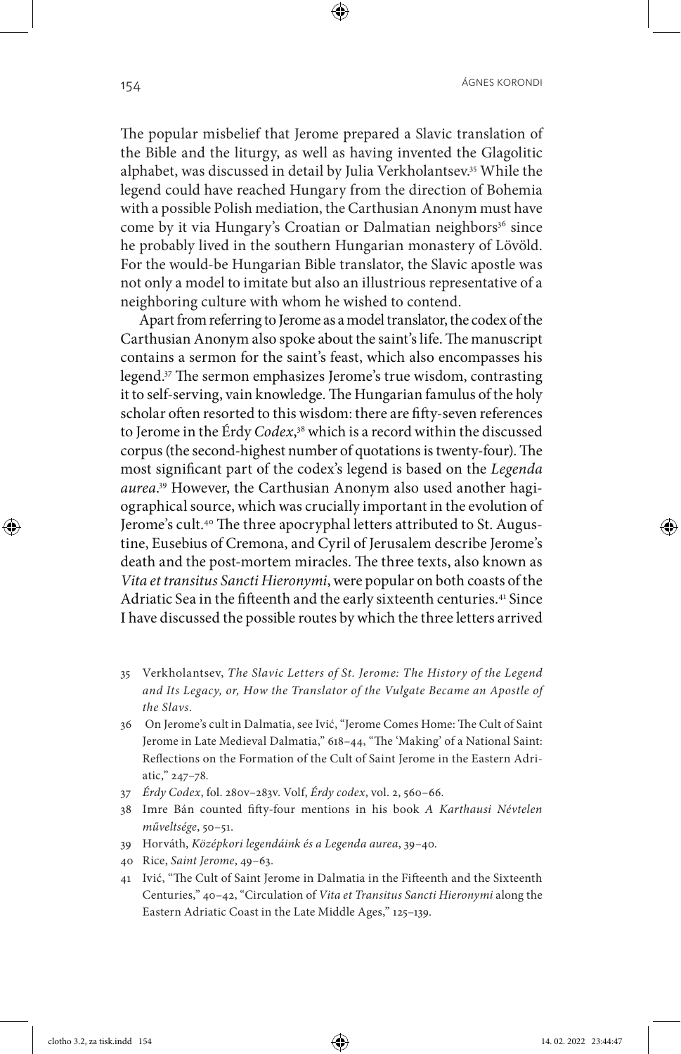The popular misbelief that Jerome prepared a Slavic translation of the Bible and the liturgy, as well as having invented the Glagolitic alphabet, was discussed in detail by Julia Verkholantsev.[35] While the legend could have reached Hungary from the direction of Bohemia with a possible Polish mediation, the Carthusian Anonym must have come by it via Hungary's Croatian or Dalmatian neighbors[36] since he probably lived in the southern Hungarian monastery of Lövöld. For the would-be Hungarian Bible translator, the Slavic apostle was not only a model to imitate but also an illustrious representative of a neighboring culture with whom he wished to contend.

Apart from referring to Jerome as a model translator, the codex of the Carthusian Anonym also spoke about the saint's life. The manuscript contains a sermon for the saint's feast, which also encompasses his legend.[37] The sermon emphasizes Jerome's true wisdom, contrasting it to self-serving, vain knowledge. The Hungarian famulus of the holy scholar often resorted to this wisdom: there are fifty-seven references to Jerome in the Érdy *Codex*,[38] which is a record within the discussed corpus (the second-highest number of quotations is twenty-four). The most significant part of the codex's legend is based on the *Legenda aurea*.[39] However, the Carthusian Anonym also used another hagiographical source, which was crucially important in the evolution of Jerome's cult.[40] The three apocryphal letters attributed to St. Augustine, Eusebius of Cremona, and Cyril of Jerusalem describe Jerome's death and the post-mortem miracles. The three texts, also known as *Vita et transitus Sancti Hieronymi*, were popular on both coasts of the Adriatic Sea in the fifteenth and the early sixteenth centuries.[41] Since I have discussed the possible routes by which the three letters arrived

35 Verkholantsev, *The Slavic Letters of St. Jerome: The History of the Legend and Its Legacy, or, How the Translator of the Vulgate Became an Apostle of the Slavs*.

36 On Jerome's cult in Dalmatia, see Ivić, "Jerome Comes Home: The Cult of Saint Jerome in Late Medieval Dalmatia," 618–44, "The 'Making' of a National Saint: Reflections on the Formation of the Cult of Saint Jerome in the Eastern Adriatic," 247–78.

37 *Érdy Codex*, fol. 280v–283v. Volf, *Érdy codex*, vol. 2, 560–66.

38 Imre Bán counted fifty-four mentions in his book *A Karthausi Névtelen műveltsége*, 50–51.

39 Horváth, *Középkori legendáink és a Legenda aurea*, 39–40.

40 Rice, *Saint Jerome*, 49–63.

41 Ivić, "The Cult of Saint Jerome in Dalmatia in the Fifteenth and the Sixteenth Centuries," 40–42, "Circulation of *Vita et Transitus Sancti Hieronymi* along the Eastern Adriatic Coast in the Late Middle Ages," 125–139.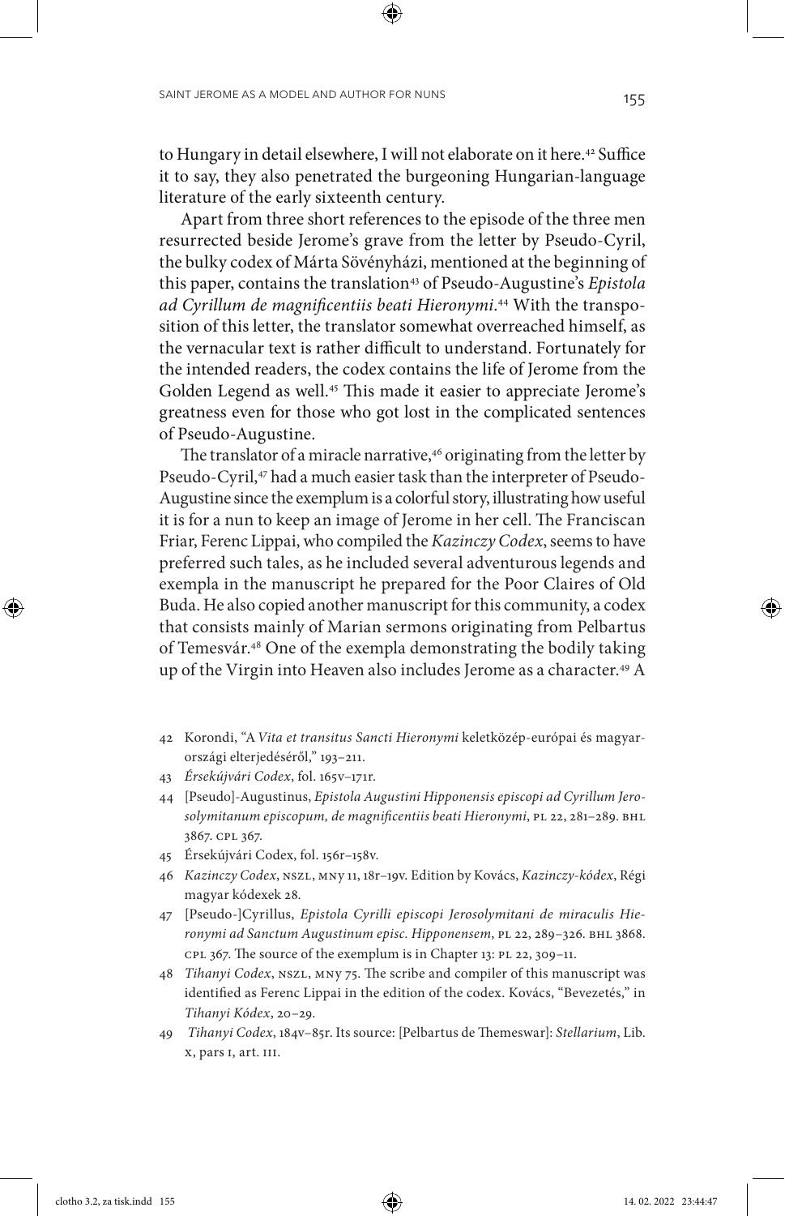to Hungary in detail elsewhere, I will not elaborate on it here.[42] Suffice it to say, they also penetrated the burgeoning Hungarian-language literature of the early sixteenth century.

Apart from three short references to the episode of the three men resurrected beside Jerome's grave from the letter by Pseudo-Cyril, the bulky codex of Márta Sövényházi, mentioned at the beginning of this paper, contains the translation[43] of Pseudo-Augustine's *Epistola ad Cyrillum de magnificentiis beati Hieronymi*.[44] With the transposition of this letter, the translator somewhat overreached himself, as the vernacular text is rather difficult to understand. Fortunately for the intended readers, the codex contains the life of Jerome from the Golden Legend as well.[45] This made it easier to appreciate Jerome's greatness even for those who got lost in the complicated sentences of Pseudo-Augustine.

The translator of a miracle narrative,[46] originating from the letter by Pseudo-Cyril,[47] had a much easier task than the interpreter of Pseudo-Augustine since the exemplum is a colorful story, illustrating how useful it is for a nun to keep an image of Jerome in her cell. The Franciscan Friar, Ferenc Lippai, who compiled the *Kazinczy Codex*, seems to have preferred such tales, as he included several adventurous legends and exempla in the manuscript he prepared for the Poor Claires of Old Buda. He also copied another manuscript for this community, a codex that consists mainly of Marian sermons originating from Pelbartus of Temesvár.[48] One of the exempla demonstrating the bodily taking up of the Virgin into Heaven also includes Jerome as a character.[49] A

42 Korondi, "A *Vita et transitus Sancti Hieronymi* keletközép-európai és magyarországi elterjedéséről," 193–211.

43 *Érsekújvári Codex*, fol. 165v–171r.

44 [Pseudo]-Augustinus, *Epistola Augustini Hipponensis episcopi ad Cyrillum Jerosolymitanum episcopum, de magnificentiis beati Hieronymi*, PL 22, 281–289. BHL 3867. CPL 367.

45 Érsekújvári Codex, fol. 156r–158v.

46 *Kazinczy Codex*, NSZL, MNY 11, 18r–19v. Edition by Kovács, *Kazinczy-kódex*, Régi magyar kódexek 28.

47 [Pseudo-]Cyrillus, *Epistola Cyrilli episcopi Jerosolymitani de miraculis Hieronymi ad Sanctum Augustinum episc. Hipponensem*, PL 22, 289–326. BHL 3868. CPL 367. The source of the exemplum is in Chapter 13: PL 22, 309–11.

48 *Tihanyi Codex*, NSZL, MNY 75. The scribe and compiler of this manuscript was identified as Ferenc Lippai in the edition of the codex. Kovács, "Bevezetés," in *Tihanyi Kódex*, 20–29.

49 *Tihanyi Codex*, 184v–85r. Its source: [Pelbartus de Themeswar]: *Stellarium*, Lib. X, pars I, art. III.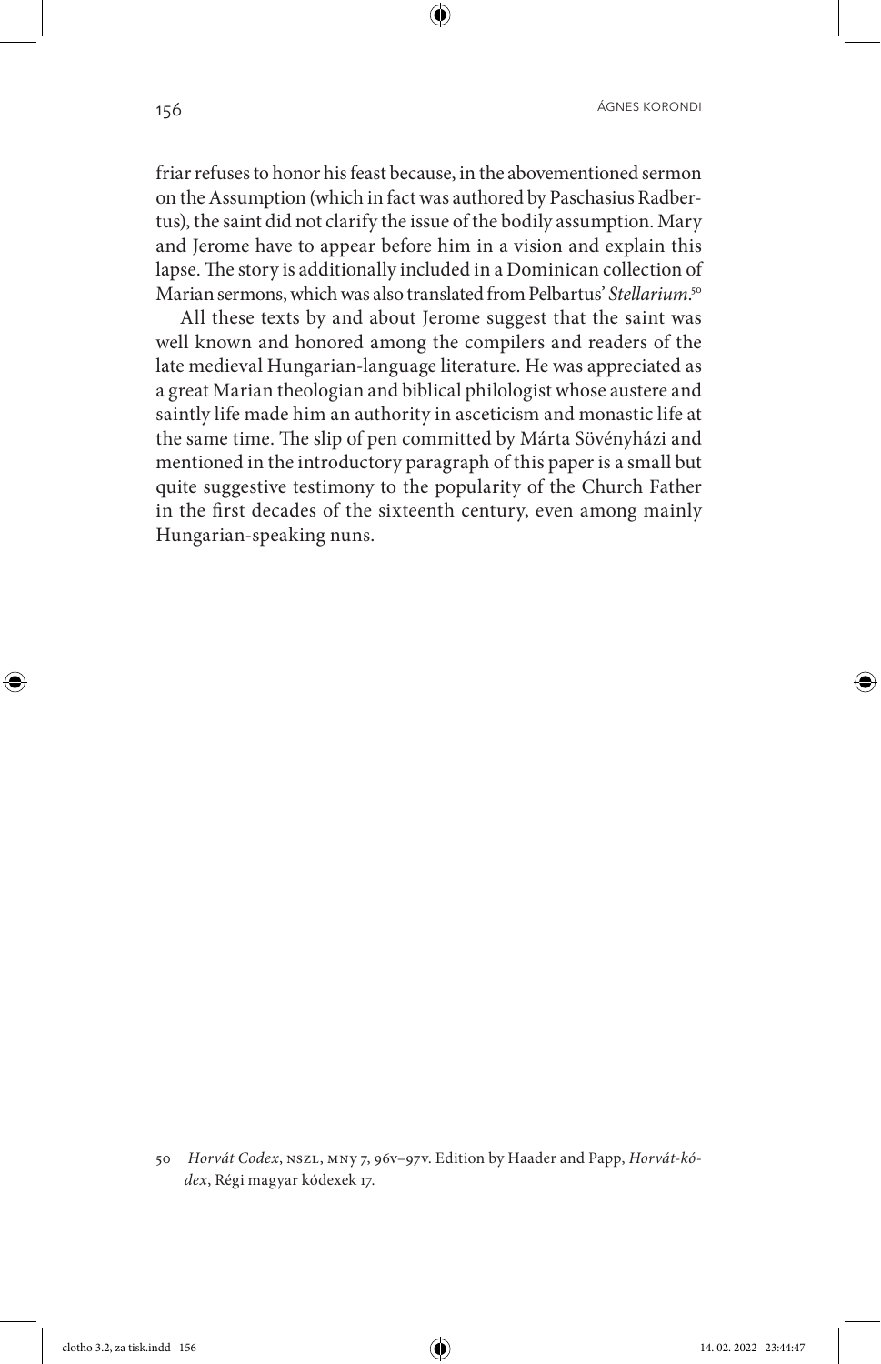friar refuses to honor his feast because, in the abovementioned sermon on the Assumption (which in fact was authored by Paschasius Radbertus), the saint did not clarify the issue of the bodily assumption. Mary and Jerome have to appear before him in a vision and explain this lapse. The story is additionally included in a Dominican collection of Marian sermons, which was also translated from Pelbartus' *Stellarium*.[50]

All these texts by and about Jerome suggest that the saint was well known and honored among the compilers and readers of the late medieval Hungarian-language literature. He was appreciated as a great Marian theologian and biblical philologist whose austere and saintly life made him an authority in asceticism and monastic life at the same time. The slip of pen committed by Márta Sövényházi and mentioned in the introductory paragraph of this paper is a small but quite suggestive testimony to the popularity of the Church Father in the first decades of the sixteenth century, even among mainly Hungarian-speaking nuns.

---

50 *Horvát Codex*, NSZL, MNy 7, 96v–97v. Edition by Haader and Papp, *Horvát-kódex*, Régi magyar kódexek 17.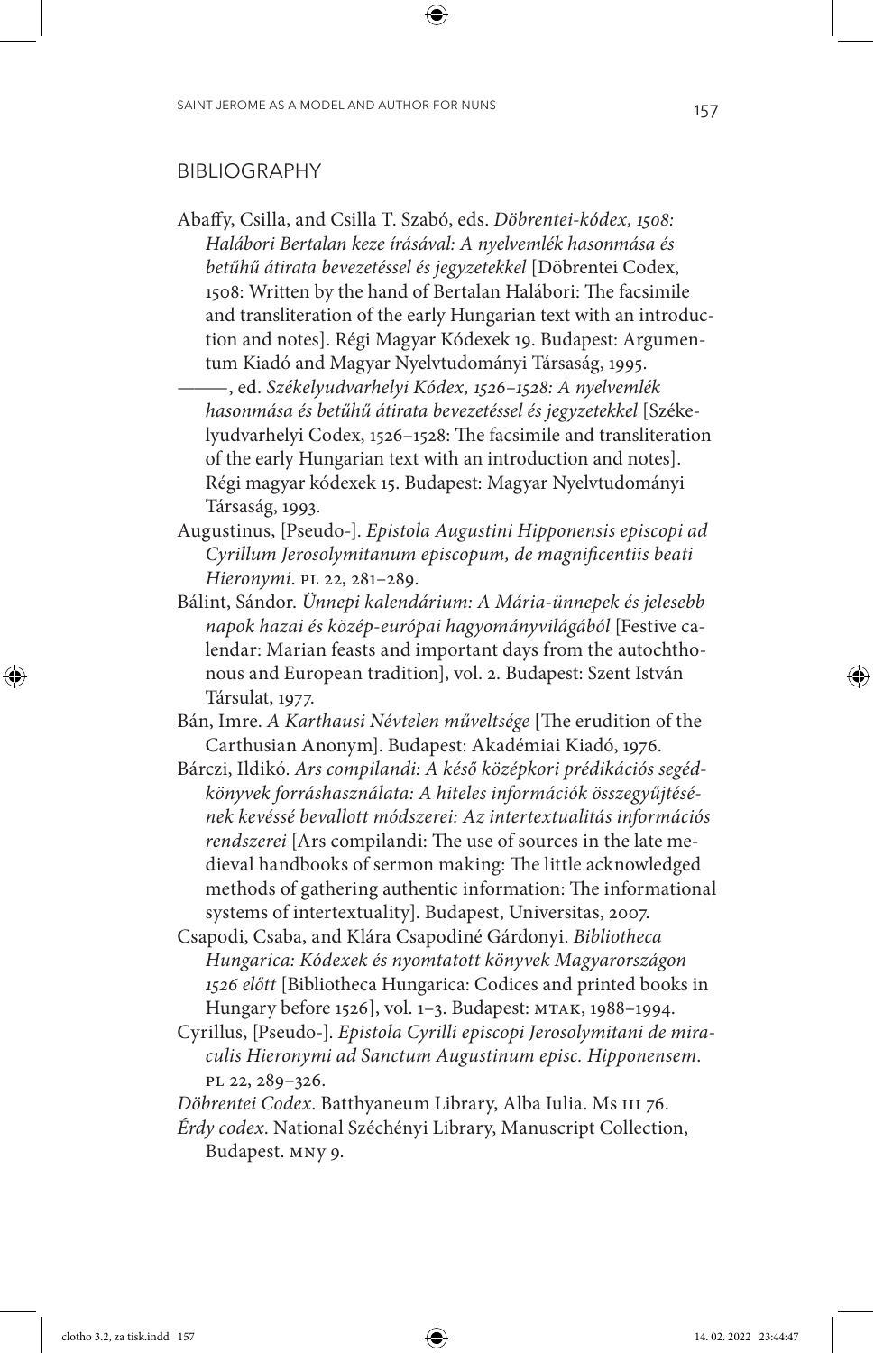## BIBLIOGRAPHY

Abaffy, Csilla, and Csilla T. Szabó, eds. *Döbrentei-kódex, 1508: Halábori Bertalan keze írásával: A nyelvemlék hasonmása és betűhű átirata bevezetéssel és jegyzetekkel* [Döbrentei Codex, 1508: Written by the hand of Bertalan Halábori: The facsimile and transliteration of the early Hungarian text with an introduction and notes]. Régi Magyar Kódexek 19. Budapest: Argumentum Kiadó and Magyar Nyelvtudományi Társaság, 1995.

———, ed. *Székelyudvarhelyi Kódex, 1526–1528: A nyelvemlék hasonmása és betűhű átirata bevezetéssel és jegyzetekkel* [Székelyudvarhelyi Codex, 1526–1528: The facsimile and transliteration of the early Hungarian text with an introduction and notes]. Régi magyar kódexek 15. Budapest: Magyar Nyelvtudományi Társaság, 1993.

Augustinus, [Pseudo-]. *Epistola Augustini Hipponensis episcopi ad Cyrillum Jerosolymitanum episcopum, de magnificentiis beati Hieronymi*. PL 22, 281–289.

Bálint, Sándor. *Ünnepi kalendárium: A Mária-ünnepek és jelesebb napok hazai és közép-európai hagyományvilágából* [Festive calendar: Marian feasts and important days from the autochthonous and European tradition], vol. 2. Budapest: Szent István Társulat, 1977.

Bán, Imre. *A Karthausi Névtelen műveltsége* [The erudition of the Carthusian Anonym]. Budapest: Akadémiai Kiadó, 1976.

Bárczi, Ildikó. *Ars compilandi: A késő középkori prédikációs segédkönyvek forráshasználata: A hiteles információk összegyűjtésének kevéssé bevallott módszerei: Az intertextualitás információs rendszerei* [Ars compilandi: The use of sources in the late medieval handbooks of sermon making: The little acknowledged methods of gathering authentic information: The informational systems of intertextuality]. Budapest, Universitas, 2007.

Csapodi, Csaba, and Klára Csapodiné Gárdonyi. *Bibliotheca Hungarica: Kódexek és nyomtatott könyvek Magyarországon 1526 előtt* [Bibliotheca Hungarica: Codices and printed books in Hungary before 1526], vol. 1–3. Budapest: MTAK, 1988–1994.

Cyrillus, [Pseudo-]. *Epistola Cyrilli episcopi Jerosolymitani de miraculis Hieronymi ad Sanctum Augustinum episc. Hipponensem*. PL 22, 289–326.

*Döbrentei Codex*. Batthyaneum Library, Alba Iulia. Ms III 76.

*Érdy codex*. National Széchényi Library, Manuscript Collection, Budapest. MNY 9.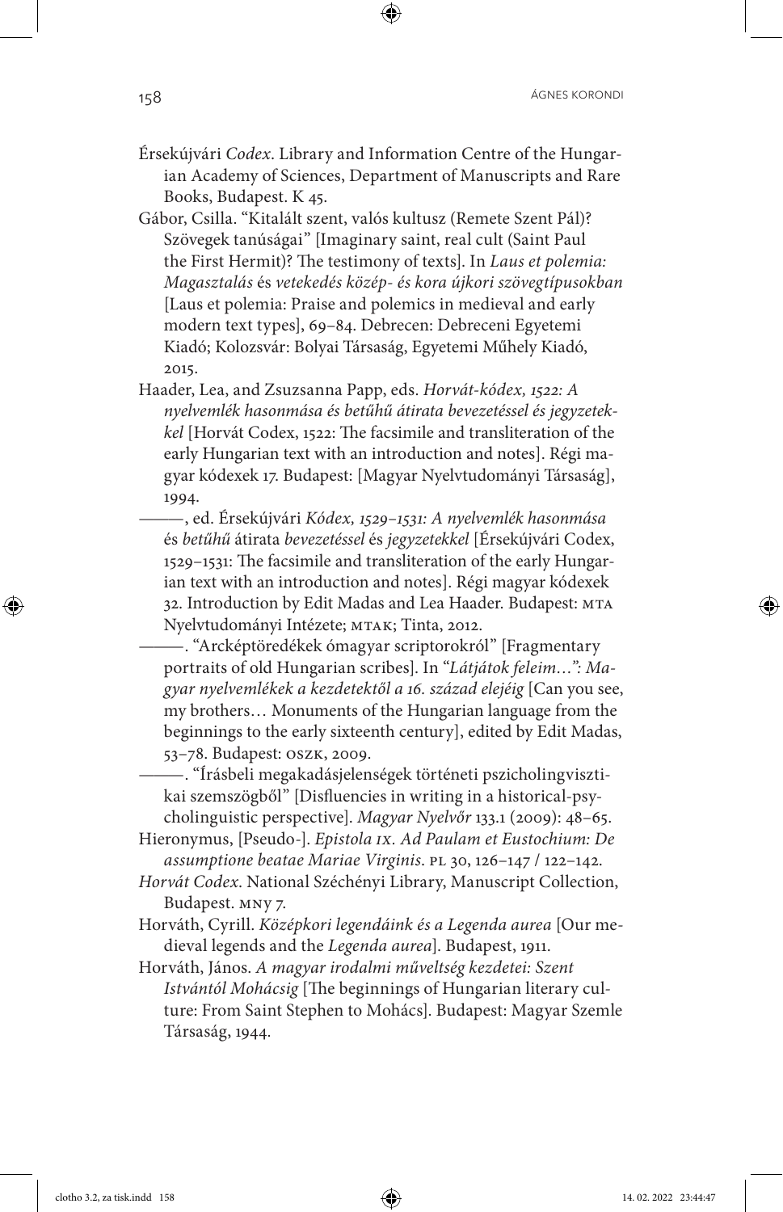Érsekújvári *Codex*. Library and Information Centre of the Hungarian Academy of Sciences, Department of Manuscripts and Rare Books, Budapest. K 45.

Gábor, Csilla. "Kitalált szent, valós kultusz (Remete Szent Pál)? Szövegek tanúságai" [Imaginary saint, real cult (Saint Paul the First Hermit)? The testimony of texts]. In *Laus et polemia: Magasztalás* és *vetekedés közép- és kora újkori szövegtípusokban* [Laus et polemia: Praise and polemics in medieval and early modern text types], 69–84. Debrecen: Debreceni Egyetemi Kiadó; Kolozsvár: Bolyai Társaság, Egyetemi Műhely Kiadó, 2015.

Haader, Lea, and Zsuzsanna Papp, eds. *Horvát-kódex, 1522: A nyelvemlék hasonmása és betűhű átirata bevezetéssel és jegyzetekkel* [Horvát Codex, 1522: The facsimile and transliteration of the early Hungarian text with an introduction and notes]. Régi magyar kódexek 17. Budapest: [Magyar Nyelvtudományi Társaság], 1994.

———, ed. Érsekújvári *Kódex, 1529–1531: A nyelvemlék hasonmása* és *betűhű* átirata *bevezetéssel* és *jegyzetekkel* [Érsekújvári Codex, 1529–1531: The facsimile and transliteration of the early Hungarian text with an introduction and notes]. Régi magyar kódexek 32. Introduction by Edit Madas and Lea Haader. Budapest: MTA Nyelvtudományi Intézete; MTAK; Tinta, 2012.

———. "Arcképtöredékek ómagyar scriptorokról" [Fragmentary portraits of old Hungarian scribes]. In "*Látjátok feleim…": Magyar nyelvemlékek a kezdetektől a 16. század elejéig* [Can you see, my brothers… Monuments of the Hungarian language from the beginnings to the early sixteenth century], edited by Edit Madas, 53–78. Budapest: OSZK, 2009.

———. "Írásbeli megakadásjelenségek történeti pszicholingvisztikai szemszögből" [Disfluencies in writing in a historical-psycholinguistic perspective]. *Magyar Nyelvőr* 133.1 (2009): 48–65.

Hieronymus, [Pseudo-]. *Epistola IX. Ad Paulam et Eustochium: De assumptione beatae Mariae Virginis*. PL 30, 126–147 / 122–142.

*Horvát Codex*. National Széchényi Library, Manuscript Collection, Budapest. MNY 7.

Horváth, Cyrill. *Középkori legendáink és a Legenda aurea* [Our medieval legends and the *Legenda aurea*]. Budapest, 1911.

Horváth, János. *A magyar irodalmi műveltség kezdetei: Szent Istvántól Mohácsig* [The beginnings of Hungarian literary culture: From Saint Stephen to Mohács]. Budapest: Magyar Szemle Társaság, 1944.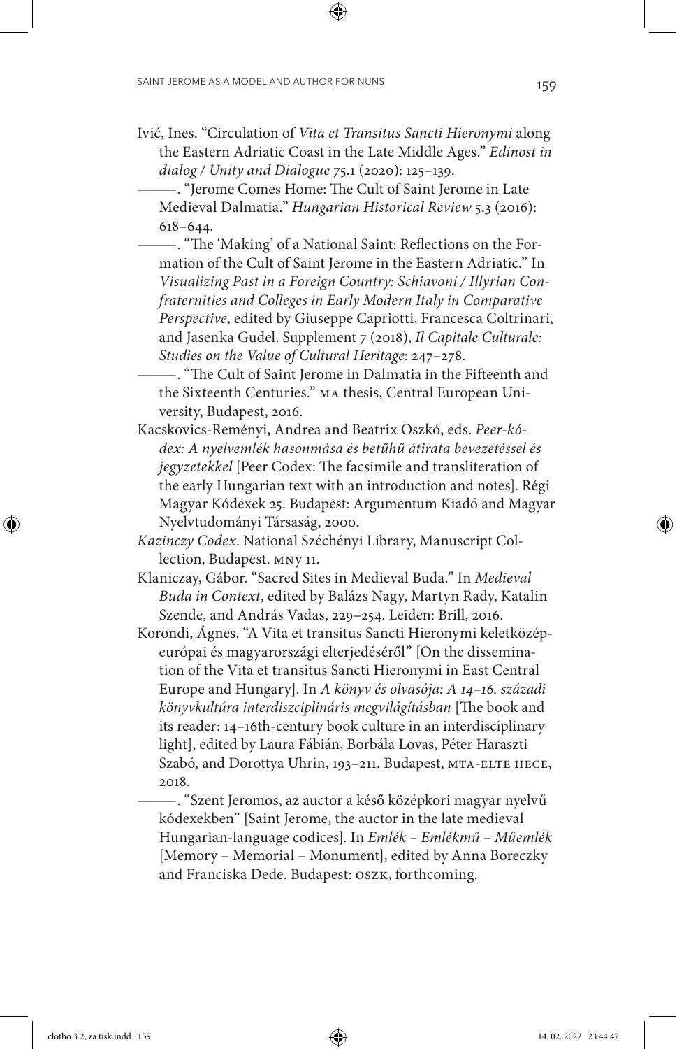Ivić, Ines. "Circulation of *Vita et Transitus Sancti Hieronymi* along the Eastern Adriatic Coast in the Late Middle Ages." *Edinost in dialog / Unity and Dialogue* 75.1 (2020): 125–139.

———. "Jerome Comes Home: The Cult of Saint Jerome in Late Medieval Dalmatia." *Hungarian Historical Review* 5.3 (2016): 618–644.

———. "The 'Making' of a National Saint: Reflections on the Formation of the Cult of Saint Jerome in the Eastern Adriatic." In *Visualizing Past in a Foreign Country: Schiavoni / Illyrian Confraternities and Colleges in Early Modern Italy in Comparative Perspective*, edited by Giuseppe Capriotti, Francesca Coltrinari, and Jasenka Gudel. Supplement 7 (2018), *Il Capitale Culturale: Studies on the Value of Cultural Heritage*: 247–278.

———. "The Cult of Saint Jerome in Dalmatia in the Fifteenth and the Sixteenth Centuries." MA thesis, Central European University, Budapest, 2016.

Kacskovics-Reményi, Andrea and Beatrix Oszkó, eds. *Peer-kódex: A nyelvemlék hasonmása és betűhű átirata bevezetéssel és jegyzetekkel* [Peer Codex: The facsimile and transliteration of the early Hungarian text with an introduction and notes]. Régi Magyar Kódexek 25. Budapest: Argumentum Kiadó and Magyar Nyelvtudományi Társaság, 2000.

*Kazinczy Codex*. National Széchényi Library, Manuscript Collection, Budapest. MNY 11.

Klaniczay, Gábor. "Sacred Sites in Medieval Buda." In *Medieval Buda in Context*, edited by Balázs Nagy, Martyn Rady, Katalin Szende, and András Vadas, 229–254. Leiden: Brill, 2016.

Korondi, Ágnes. "A Vita et transitus Sancti Hieronymi keletközép-európai és magyarországi elterjedéséről" [On the dissemination of the Vita et transitus Sancti Hieronymi in East Central Europe and Hungary]. In *A könyv és olvasója: A 14–16. századi könyvkultúra interdiszciplináris megvilágításban* [The book and its reader: 14–16th-century book culture in an interdisciplinary light], edited by Laura Fábián, Borbála Lovas, Péter Haraszti Szabó, and Dorottya Uhrin, 193–211. Budapest, MTA-ELTE HECE, 2018.

———. "Szent Jeromos, az auctor a késő középkori magyar nyelvű kódexekben" [Saint Jerome, the auctor in the late medieval Hungarian-language codices]. In *Emlék – Emlékmű – Műemlék* [Memory – Memorial – Monument], edited by Anna Boreczky and Franciska Dede. Budapest: OSZK, forthcoming.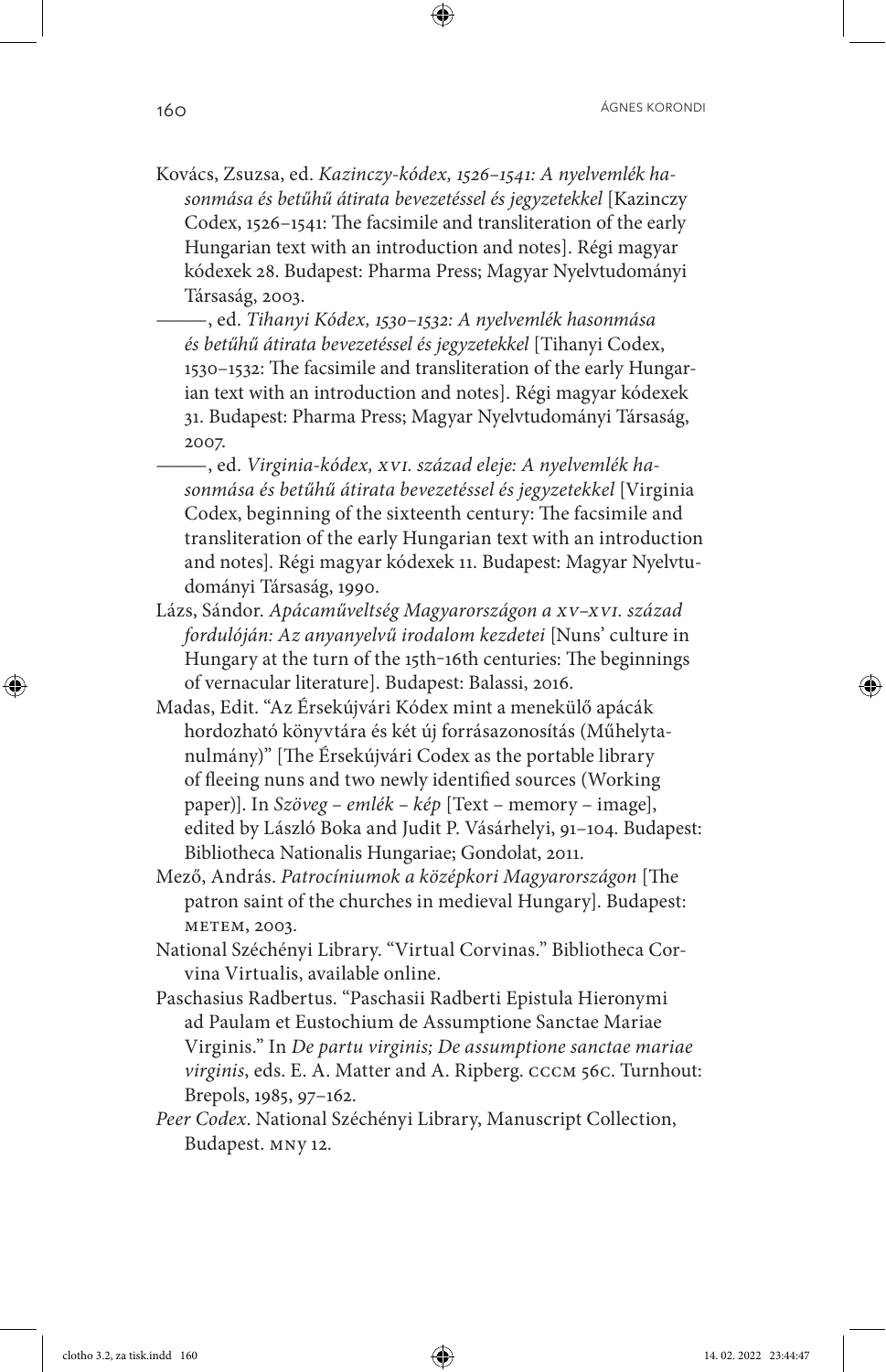Kovács, Zsuzsa, ed. *Kazinczy-kódex, 1526–1541: A nyelvemlék hasonmása és betűhű átirata bevezetéssel és jegyzetekkel* [Kazinczy Codex, 1526–1541: The facsimile and transliteration of the early Hungarian text with an introduction and notes]. Régi magyar kódexek 28. Budapest: Pharma Press; Magyar Nyelvtudományi Társaság, 2003.

———, ed. *Tihanyi Kódex, 1530–1532: A nyelvemlék hasonmása és betűhű átirata bevezetéssel és jegyzetekkel* [Tihanyi Codex, 1530–1532: The facsimile and transliteration of the early Hungarian text with an introduction and notes]. Régi magyar kódexek 31. Budapest: Pharma Press; Magyar Nyelvtudományi Társaság, 2007.

———, ed. *Virginia-kódex, XVI. század eleje: A nyelvemlék hasonmása és betűhű átirata bevezetéssel és jegyzetekkel* [Virginia Codex, beginning of the sixteenth century: The facsimile and transliteration of the early Hungarian text with an introduction and notes]. Régi magyar kódexek 11. Budapest: Magyar Nyelvtudományi Társaság, 1990.

Lázs, Sándor. *Apácaműveltség Magyarországon a XV–XVI. század fordulóján: Az anyanyelvű irodalom kezdetei* [Nuns' culture in Hungary at the turn of the 15th–16th centuries: The beginnings of vernacular literature]. Budapest: Balassi, 2016.

Madas, Edit. "Az Érsekújvári Kódex mint a menekülő apácák hordozható könyvtára és két új forrásazonosítás (Műhelytanulmány)" [The Érsekújvári Codex as the portable library of fleeing nuns and two newly identified sources (Working paper)]. In *Szöveg – emlék – kép* [Text – memory – image], edited by László Boka and Judit P. Vásárhelyi, 91–104. Budapest: Bibliotheca Nationalis Hungariae; Gondolat, 2011.

Mező, András. *Patrocíniumok a középkori Magyarországon* [The patron saint of the churches in medieval Hungary]. Budapest: METEM, 2003.

National Széchényi Library. "Virtual Corvinas." Bibliotheca Corvina Virtualis, available online.

Paschasius Radbertus. "Paschasii Radberti Epistula Hieronymi ad Paulam et Eustochium de Assumptione Sanctae Mariae Virginis." In *De partu virginis; De assumptione sanctae mariae virginis*, eds. E. A. Matter and A. Ripberg. CCCM 56C. Turnhout: Brepols, 1985, 97–162.

*Peer Codex*. National Széchényi Library, Manuscript Collection, Budapest. MNY 12.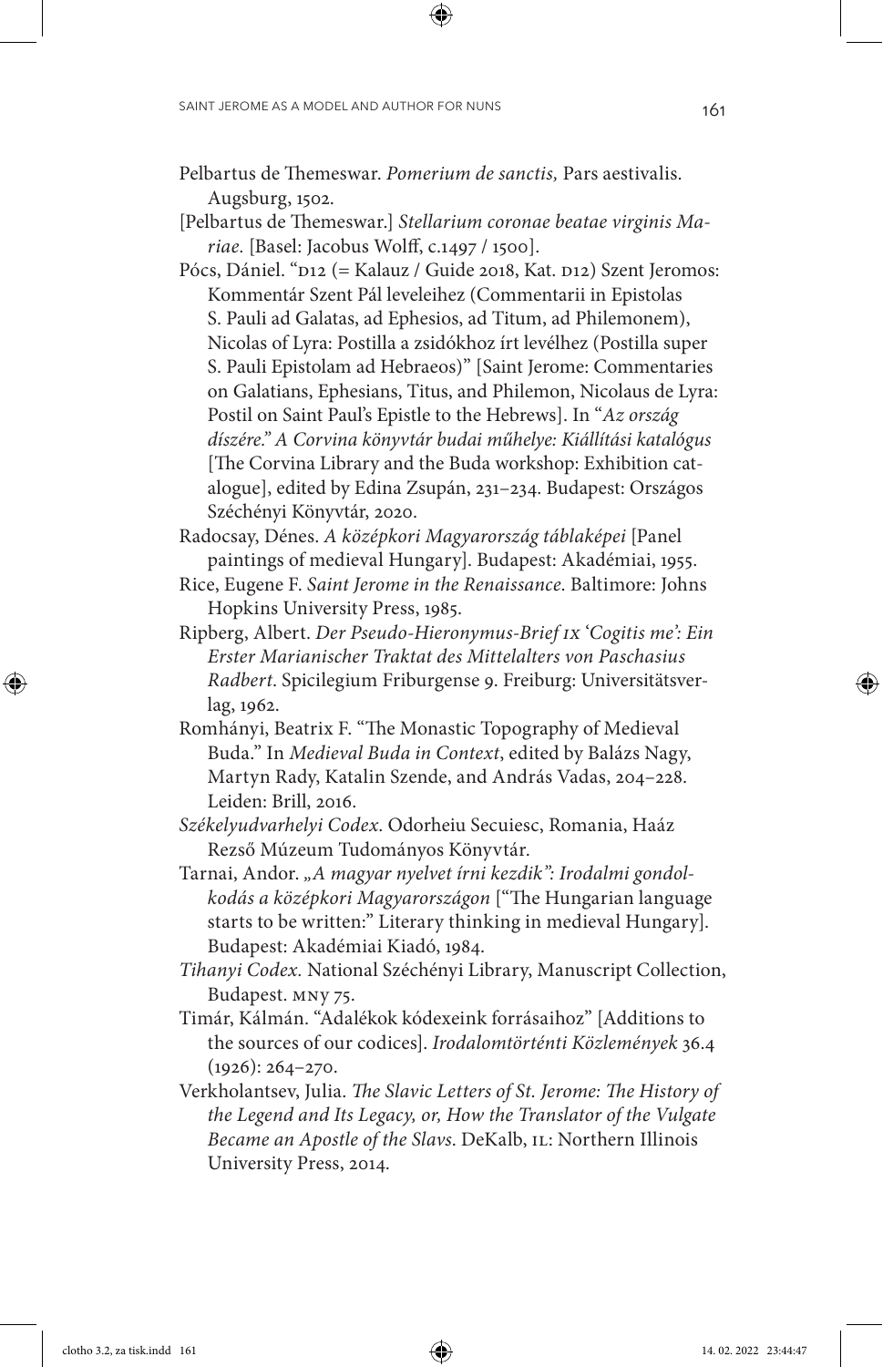Pelbartus de Themeswar. *Pomerium de sanctis,* Pars aestivalis. Augsburg, 1502.

[Pelbartus de Themeswar.] *Stellarium coronae beatae virginis Mariae.* [Basel: Jacobus Wolff, c.1497 / 1500].

Pócs, Dániel. "D12 (= Kalauz / Guide 2018, Kat. D12) Szent Jeromos: Kommentár Szent Pál leveleihez (Commentarii in Epistolas S. Pauli ad Galatas, ad Ephesios, ad Titum, ad Philemonem), Nicolas of Lyra: Postilla a zsidókhoz írt levélhez (Postilla super S. Pauli Epistolam ad Hebraeos)" [Saint Jerome: Commentaries on Galatians, Ephesians, Titus, and Philemon, Nicolaus de Lyra: Postil on Saint Paul's Epistle to the Hebrews]. In "*Az ország díszére." A Corvina könyvtár budai műhelye: Kiállítási katalógus* [The Corvina Library and the Buda workshop: Exhibition catalogue], edited by Edina Zsupán, 231–234. Budapest: Országos Széchényi Könyvtár, 2020.

Radocsay, Dénes. *A középkori Magyarország táblaképei* [Panel paintings of medieval Hungary]. Budapest: Akadémiai, 1955.

Rice, Eugene F. *Saint Jerome in the Renaissance.* Baltimore: Johns Hopkins University Press, 1985.

Ripberg, Albert. *Der Pseudo-Hieronymus-Brief IX 'Cogitis me': Ein Erster Marianischer Traktat des Mittelalters von Paschasius Radbert*. Spicilegium Friburgense 9. Freiburg: Universitätsverlag, 1962.

Romhányi, Beatrix F. "The Monastic Topography of Medieval Buda." In *Medieval Buda in Context*, edited by Balázs Nagy, Martyn Rady, Katalin Szende, and András Vadas, 204–228. Leiden: Brill, 2016.

*Székelyudvarhelyi Codex*. Odorheiu Secuiesc, Romania, Haáz Rezső Múzeum Tudományos Könyvtár.

Tarnai, Andor. *„A magyar nyelvet írni kezdik": Irodalmi gondolkodás a középkori Magyarországon* ["The Hungarian language starts to be written:" Literary thinking in medieval Hungary]. Budapest: Akadémiai Kiadó, 1984.

*Tihanyi Codex.* National Széchényi Library, Manuscript Collection, Budapest. MNy 75.

Timár, Kálmán. "Adalékok kódexeink forrásaihoz" [Additions to the sources of our codices]. *Irodalomtörténti Közlemények* 36.4 (1926): 264–270.

Verkholantsev, Julia. *The Slavic Letters of St. Jerome: The History of the Legend and Its Legacy, or, How the Translator of the Vulgate Became an Apostle of the Slavs*. DeKalb, IL: Northern Illinois University Press, 2014.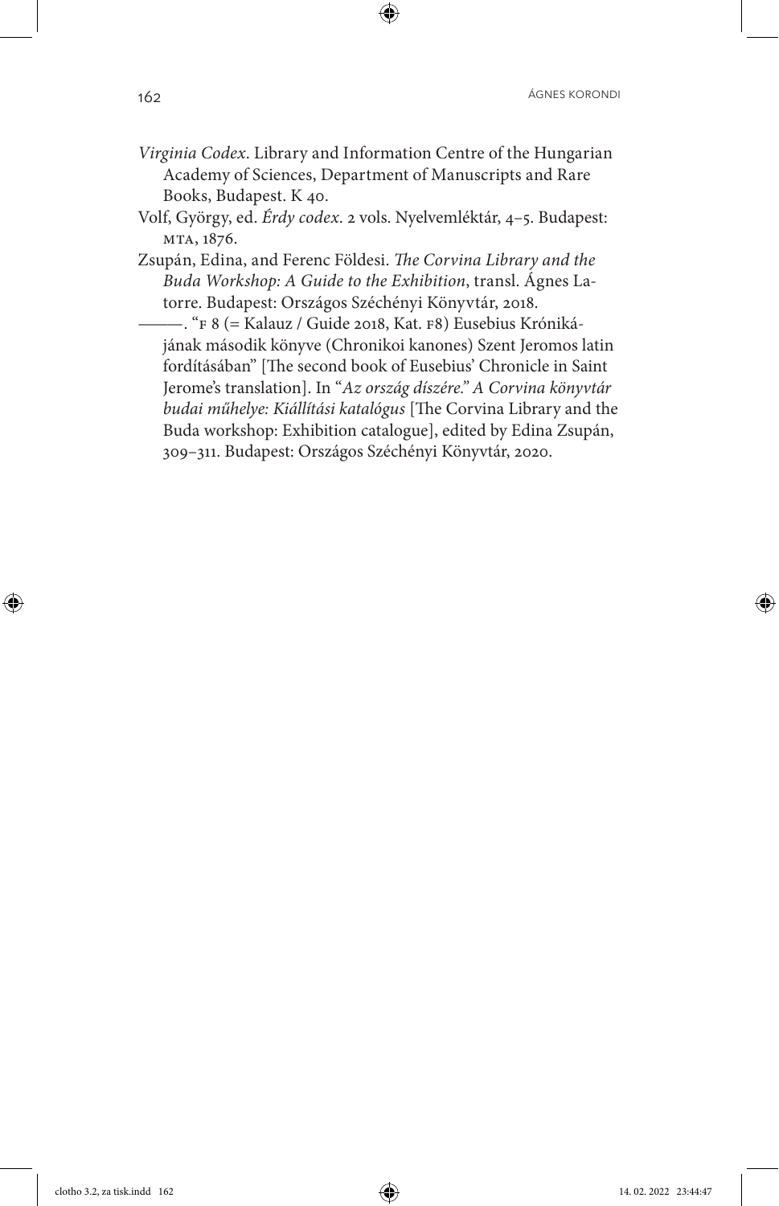*Virginia Codex*. Library and Information Centre of the Hungarian Academy of Sciences, Department of Manuscripts and Rare Books, Budapest. K 40.

Volf, György, ed. *Érdy codex*. 2 vols. Nyelvemléktár, 4–5. Budapest: MTA, 1876.

Zsupán, Edina, and Ferenc Földesi. *The Corvina Library and the Buda Workshop: A Guide to the Exhibition*, transl. Ágnes Latorre. Budapest: Országos Széchényi Könyvtár, 2018.

———. "F 8 (= Kalauz / Guide 2018, Kat. F8) Eusebius Krónikájának második könyve (Chronikoi kanones) Szent Jeromos latin fordításában" [The second book of Eusebius' Chronicle in Saint Jerome's translation]. In "*Az ország díszére." A Corvina könyvtár budai műhelye: Kiállítási katalógus* [The Corvina Library and the Buda workshop: Exhibition catalogue], edited by Edina Zsupán, 309–311. Budapest: Országos Széchényi Könyvtár, 2020.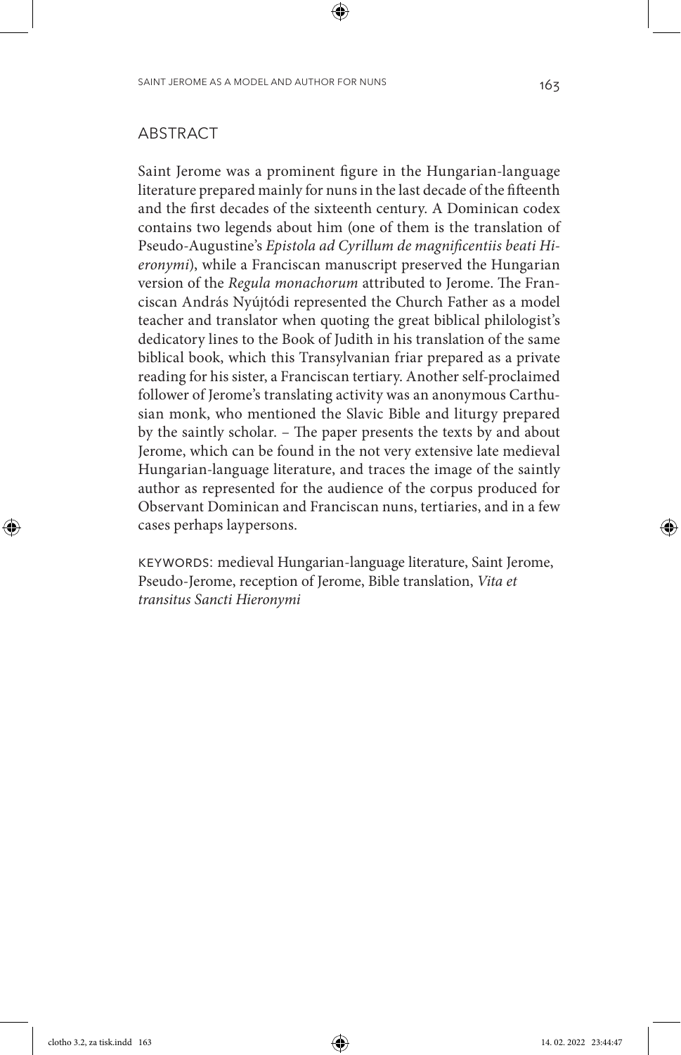## ABSTRACT

Saint Jerome was a prominent figure in the Hungarian-language literature prepared mainly for nuns in the last decade of the fifteenth and the first decades of the sixteenth century. A Dominican codex contains two legends about him (one of them is the translation of Pseudo-Augustine's *Epistola ad Cyrillum de magnificentiis beati Hieronymi*), while a Franciscan manuscript preserved the Hungarian version of the *Regula monachorum* attributed to Jerome. The Franciscan András Nyújtódi represented the Church Father as a model teacher and translator when quoting the great biblical philologist's dedicatory lines to the Book of Judith in his translation of the same biblical book, which this Transylvanian friar prepared as a private reading for his sister, a Franciscan tertiary. Another self-proclaimed follower of Jerome's translating activity was an anonymous Carthusian monk, who mentioned the Slavic Bible and liturgy prepared by the saintly scholar. – The paper presents the texts by and about Jerome, which can be found in the not very extensive late medieval Hungarian-language literature, and traces the image of the saintly author as represented for the audience of the corpus produced for Observant Dominican and Franciscan nuns, tertiaries, and in a few cases perhaps laypersons.

KEYWORDS: medieval Hungarian-language literature, Saint Jerome, Pseudo-Jerome, reception of Jerome, Bible translation, *Vita et transitus Sancti Hieronymi*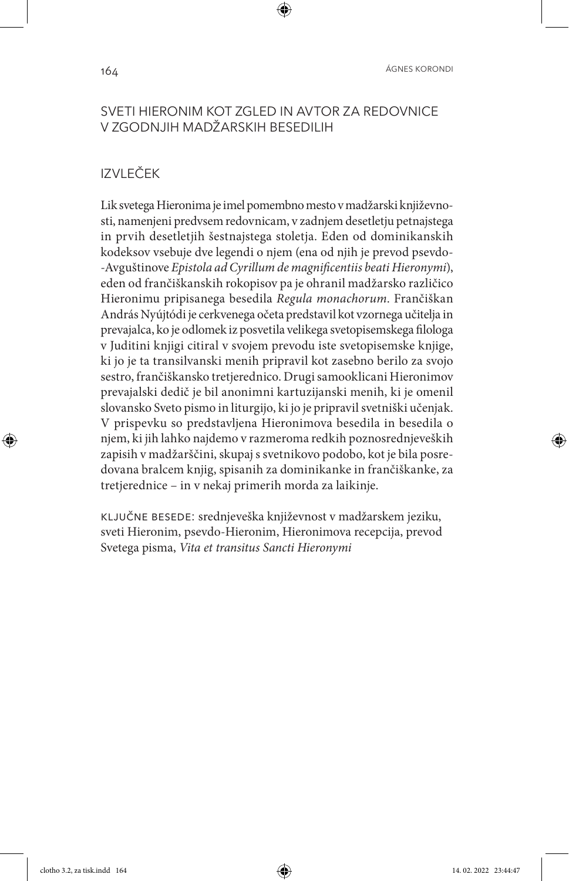## SVETI HIERONIM KOT ZGLED IN AVTOR ZA REDOVNICE V ZGODNJIH MADŽARSKIH BESEDILIH

### IZVLEČEK

Lik svetega Hieronima je imel pomembno mesto v madžarski književnosti, namenjeni predvsem redovnicam, v zadnjem desetletju petnajstega in prvih desetletjih šestnajstega stoletja. Eden od dominikanskih kodeksov vsebuje dve legendi o njem (ena od njih je prevod psevdo--Avguštinove *Epistola ad Cyrillum de magnificentiis beati Hieronymi*), eden od frančiškanskih rokopisov pa je ohranil madžarsko različico Hieronimu pripisanega besedila *Regula monachorum*. Frančiškan András Nyújtódi je cerkvenega očeta predstavil kot vzornega učitelja in prevajalca, ko je odlomek iz posvetila velikega svetopisemskega filologa v Juditini knjigi citiral v svojem prevodu iste svetopisemske knjige, ki jo je ta transilvanski menih pripravil kot zasebno berilo za svojo sestro, frančiškansko tretjerednico. Drugi samooklicani Hieronimov prevajalski dedič je bil anonimni kartuzijanski menih, ki je omenil slovansko Sveto pismo in liturgijo, ki jo je pripravil svetniški učenjak. V prispevku so predstavljena Hieronimova besedila in besedila o njem, ki jih lahko najdemo v razmeroma redkih poznosrednjeveških zapisih v madžarščini, skupaj s svetnikovo podobo, kot je bila posredovana bralcem knjig, spisanih za dominikanke in frančiškanke, za tretjerednice – in v nekaj primerih morda za laikinje.

KLJUČNE BESEDE: srednjeveška književnost v madžarskem jeziku, sveti Hieronim, psevdo-Hieronim, Hieronimova recepcija, prevod Svetega pisma, *Vita et transitus Sancti Hieronymi*